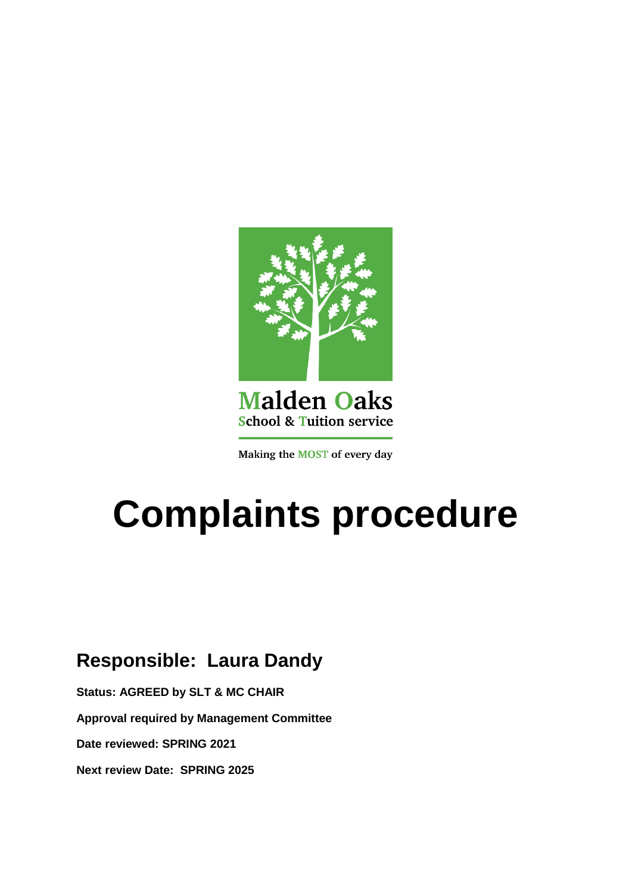Malden Oaks
School & Tuition service

Making the MOST of every day

# Complaints procedure

## Responsible: Laura Dandy

**Status: AGREED by SLT & MC CHAIR**

**Approval required by Management Committee**

**Date reviewed: SPRING 2021**

**Next review Date: SPRING 2025**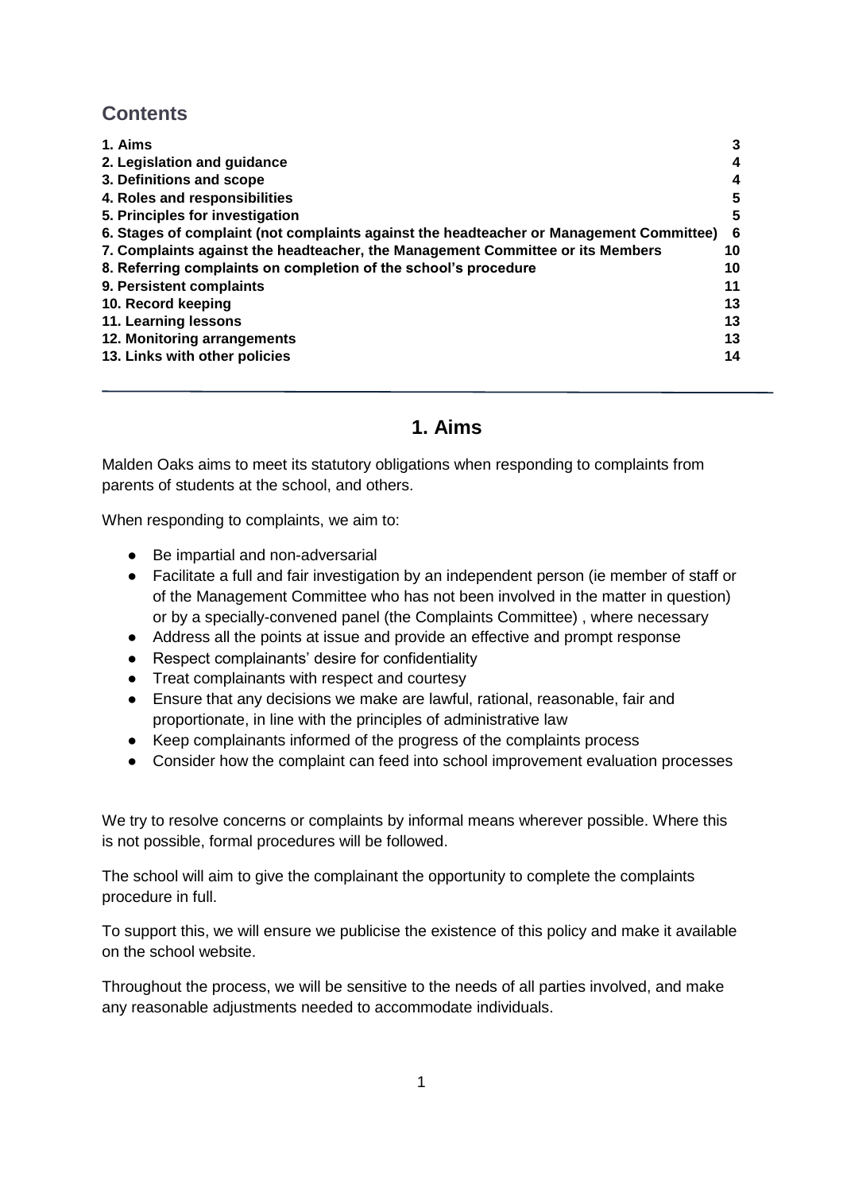## Contents

| | |
|---|---|
| **1. Aims** | **3** |
| **2. Legislation and guidance** | **4** |
| **3. Definitions and scope** | **4** |
| **4. Roles and responsibilities** | **5** |
| **5. Principles for investigation** | **5** |
| **6. Stages of complaint (not complaints against the headteacher or Management Committee)** | **6** |
| **7. Complaints against the headteacher, the Management Committee or its Members** | **10** |
| **8. Referring complaints on completion of the school's procedure** | **10** |
| **9. Persistent complaints** | **11** |
| **10. Record keeping** | **13** |
| **11. Learning lessons** | **13** |
| **12. Monitoring arrangements** | **13** |
| **13. Links with other policies** | **14** |

## 1. Aims

Malden Oaks aims to meet its statutory obligations when responding to complaints from parents of students at the school, and others.

When responding to complaints, we aim to:

- Be impartial and non-adversarial
- Facilitate a full and fair investigation by an independent person (ie member of staff or of the Management Committee who has not been involved in the matter in question) or by a specially-convened panel (the Complaints Committee) , where necessary
- Address all the points at issue and provide an effective and prompt response
- Respect complainants' desire for confidentiality
- Treat complainants with respect and courtesy
- Ensure that any decisions we make are lawful, rational, reasonable, fair and proportionate, in line with the principles of administrative law
- Keep complainants informed of the progress of the complaints process
- Consider how the complaint can feed into school improvement evaluation processes

We try to resolve concerns or complaints by informal means wherever possible. Where this is not possible, formal procedures will be followed.

The school will aim to give the complainant the opportunity to complete the complaints procedure in full.

To support this, we will ensure we publicise the existence of this policy and make it available on the school website.

Throughout the process, we will be sensitive to the needs of all parties involved, and make any reasonable adjustments needed to accommodate individuals.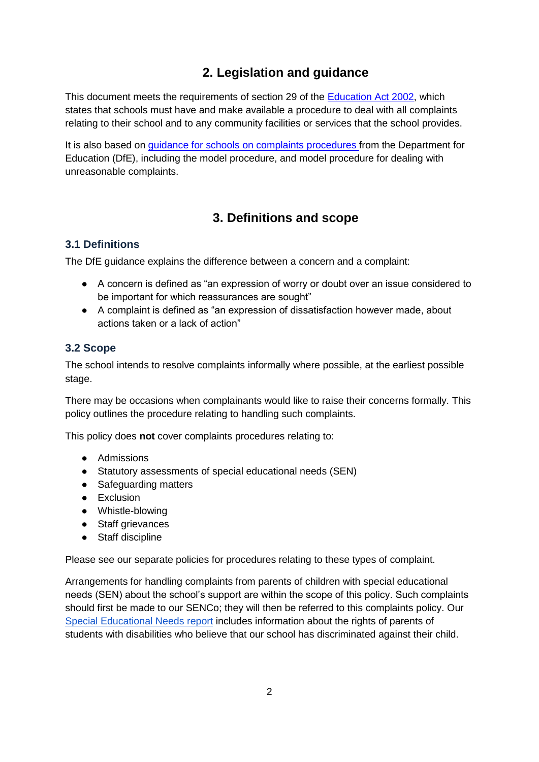## 2. Legislation and guidance

This document meets the requirements of section 29 of the [Education Act 2002](), which states that schools must have and make available a procedure to deal with all complaints relating to their school and to any community facilities or services that the school provides.

It is also based on [guidance for schools on complaints procedures]() from the Department for Education (DfE), including the model procedure, and model procedure for dealing with unreasonable complaints.

## 3. Definitions and scope

### 3.1 Definitions

The DfE guidance explains the difference between a concern and a complaint:

- A concern is defined as “an expression of worry or doubt over an issue considered to be important for which reassurances are sought”
- A complaint is defined as “an expression of dissatisfaction however made, about actions taken or a lack of action”

### 3.2 Scope

The school intends to resolve complaints informally where possible, at the earliest possible stage.

There may be occasions when complainants would like to raise their concerns formally. This policy outlines the procedure relating to handling such complaints.

This policy does **not** cover complaints procedures relating to:

- Admissions
- Statutory assessments of special educational needs (SEN)
- Safeguarding matters
- Exclusion
- Whistle-blowing
- Staff grievances
- Staff discipline

Please see our separate policies for procedures relating to these types of complaint.

Arrangements for handling complaints from parents of children with special educational needs (SEN) about the school’s support are within the scope of this policy. Such complaints should first be made to our SENCo; they will then be referred to this complaints policy. Our [Special Educational Needs report]() includes information about the rights of parents of students with disabilities who believe that our school has discriminated against their child.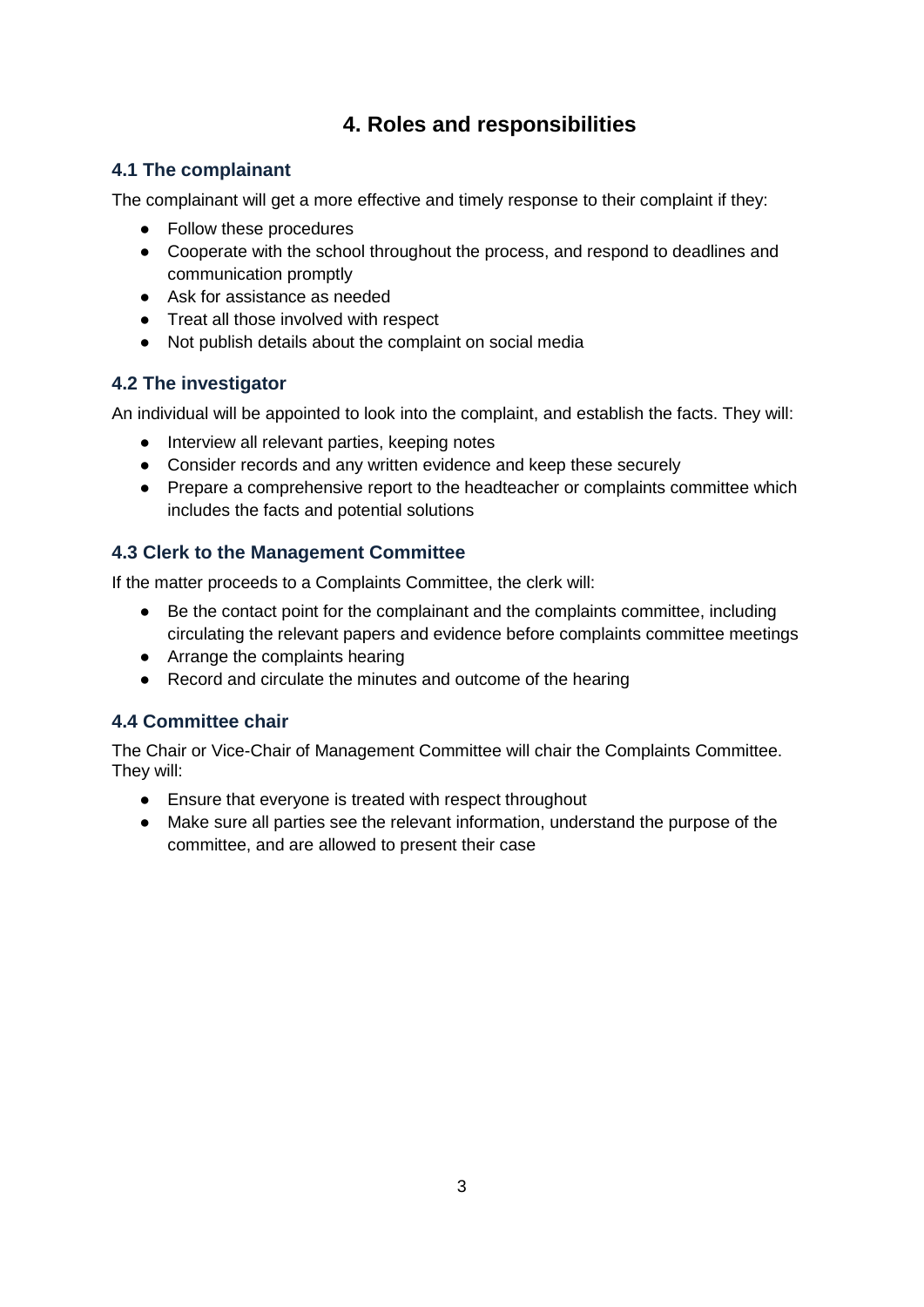## 4. Roles and responsibilities

### 4.1 The complainant

The complainant will get a more effective and timely response to their complaint if they:

- Follow these procedures
- Cooperate with the school throughout the process, and respond to deadlines and communication promptly
- Ask for assistance as needed
- Treat all those involved with respect
- Not publish details about the complaint on social media

### 4.2 The investigator

An individual will be appointed to look into the complaint, and establish the facts. They will:

- Interview all relevant parties, keeping notes
- Consider records and any written evidence and keep these securely
- Prepare a comprehensive report to the headteacher or complaints committee which includes the facts and potential solutions

### 4.3 Clerk to the Management Committee

If the matter proceeds to a Complaints Committee, the clerk will:

- Be the contact point for the complainant and the complaints committee, including circulating the relevant papers and evidence before complaints committee meetings
- Arrange the complaints hearing
- Record and circulate the minutes and outcome of the hearing

### 4.4 Committee chair

The Chair or Vice-Chair of Management Committee will chair the Complaints Committee. They will:

- Ensure that everyone is treated with respect throughout
- Make sure all parties see the relevant information, understand the purpose of the committee, and are allowed to present their case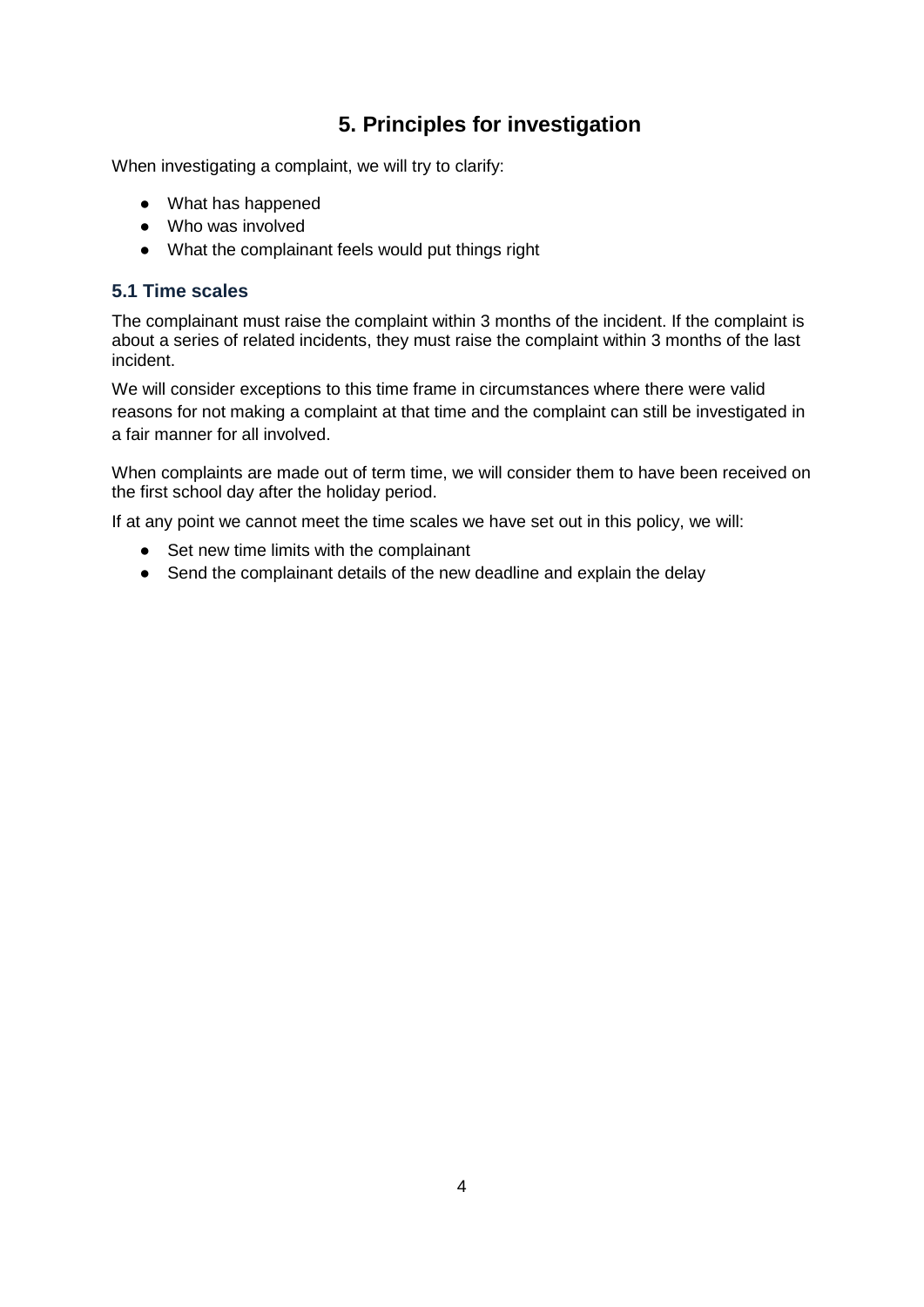# 5. Principles for investigation

When investigating a complaint, we will try to clarify:

- What has happened
- Who was involved
- What the complainant feels would put things right

## 5.1 Time scales

The complainant must raise the complaint within 3 months of the incident. If the complaint is about a series of related incidents, they must raise the complaint within 3 months of the last incident.

We will consider exceptions to this time frame in circumstances where there were valid reasons for not making a complaint at that time and the complaint can still be investigated in a fair manner for all involved.

When complaints are made out of term time, we will consider them to have been received on the first school day after the holiday period.

If at any point we cannot meet the time scales we have set out in this policy, we will:

- Set new time limits with the complainant
- Send the complainant details of the new deadline and explain the delay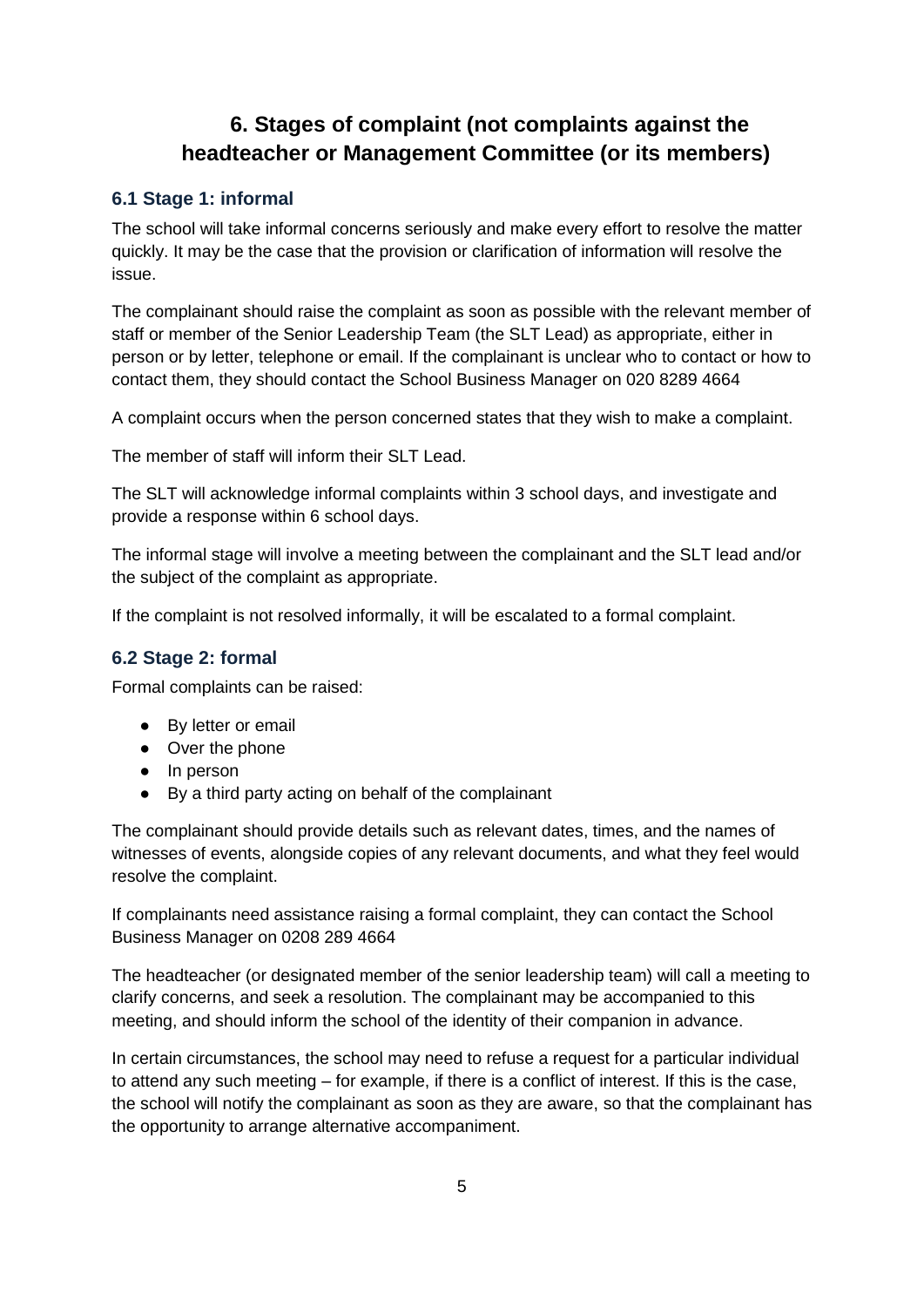## 6. Stages of complaint (not complaints against the headteacher or Management Committee (or its members)

### 6.1 Stage 1: informal

The school will take informal concerns seriously and make every effort to resolve the matter quickly. It may be the case that the provision or clarification of information will resolve the issue.

The complainant should raise the complaint as soon as possible with the relevant member of staff or member of the Senior Leadership Team (the SLT Lead) as appropriate, either in person or by letter, telephone or email. If the complainant is unclear who to contact or how to contact them, they should contact the School Business Manager on 020 8289 4664

A complaint occurs when the person concerned states that they wish to make a complaint.

The member of staff will inform their SLT Lead.

The SLT will acknowledge informal complaints within 3 school days, and investigate and provide a response within 6 school days.

The informal stage will involve a meeting between the complainant and the SLT lead and/or the subject of the complaint as appropriate.

If the complaint is not resolved informally, it will be escalated to a formal complaint.

### 6.2 Stage 2: formal

Formal complaints can be raised:

- By letter or email
- Over the phone
- In person
- By a third party acting on behalf of the complainant

The complainant should provide details such as relevant dates, times, and the names of witnesses of events, alongside copies of any relevant documents, and what they feel would resolve the complaint.

If complainants need assistance raising a formal complaint, they can contact the School Business Manager on 0208 289 4664

The headteacher (or designated member of the senior leadership team) will call a meeting to clarify concerns, and seek a resolution. The complainant may be accompanied to this meeting, and should inform the school of the identity of their companion in advance.

In certain circumstances, the school may need to refuse a request for a particular individual to attend any such meeting – for example, if there is a conflict of interest. If this is the case, the school will notify the complainant as soon as they are aware, so that the complainant has the opportunity to arrange alternative accompaniment.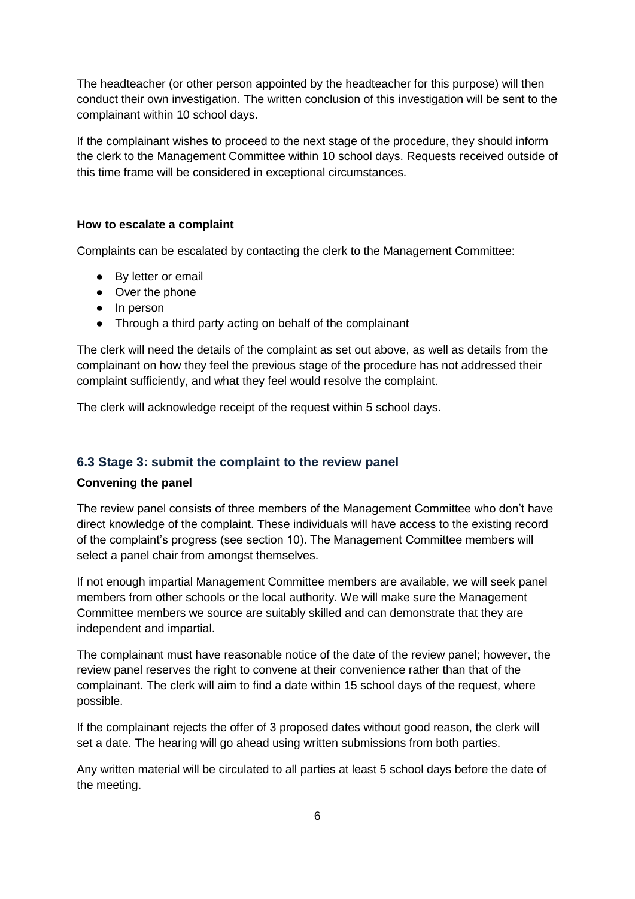The headteacher (or other person appointed by the headteacher for this purpose) will then conduct their own investigation. The written conclusion of this investigation will be sent to the complainant within 10 school days.

If the complainant wishes to proceed to the next stage of the procedure, they should inform the clerk to the Management Committee within 10 school days. Requests received outside of this time frame will be considered in exceptional circumstances.

**How to escalate a complaint**

Complaints can be escalated by contacting the clerk to the Management Committee:

- By letter or email
- Over the phone
- In person
- Through a third party acting on behalf of the complainant

The clerk will need the details of the complaint as set out above, as well as details from the complainant on how they feel the previous stage of the procedure has not addressed their complaint sufficiently, and what they feel would resolve the complaint.

The clerk will acknowledge receipt of the request within 5 school days.

### 6.3 Stage 3: submit the complaint to the review panel

**Convening the panel**

The review panel consists of three members of the Management Committee who don't have direct knowledge of the complaint. These individuals will have access to the existing record of the complaint's progress (see section 10). The Management Committee members will select a panel chair from amongst themselves.

If not enough impartial Management Committee members are available, we will seek panel members from other schools or the local authority. We will make sure the Management Committee members we source are suitably skilled and can demonstrate that they are independent and impartial.

The complainant must have reasonable notice of the date of the review panel; however, the review panel reserves the right to convene at their convenience rather than that of the complainant. The clerk will aim to find a date within 15 school days of the request, where possible.

If the complainant rejects the offer of 3 proposed dates without good reason, the clerk will set a date. The hearing will go ahead using written submissions from both parties.

Any written material will be circulated to all parties at least 5 school days before the date of the meeting.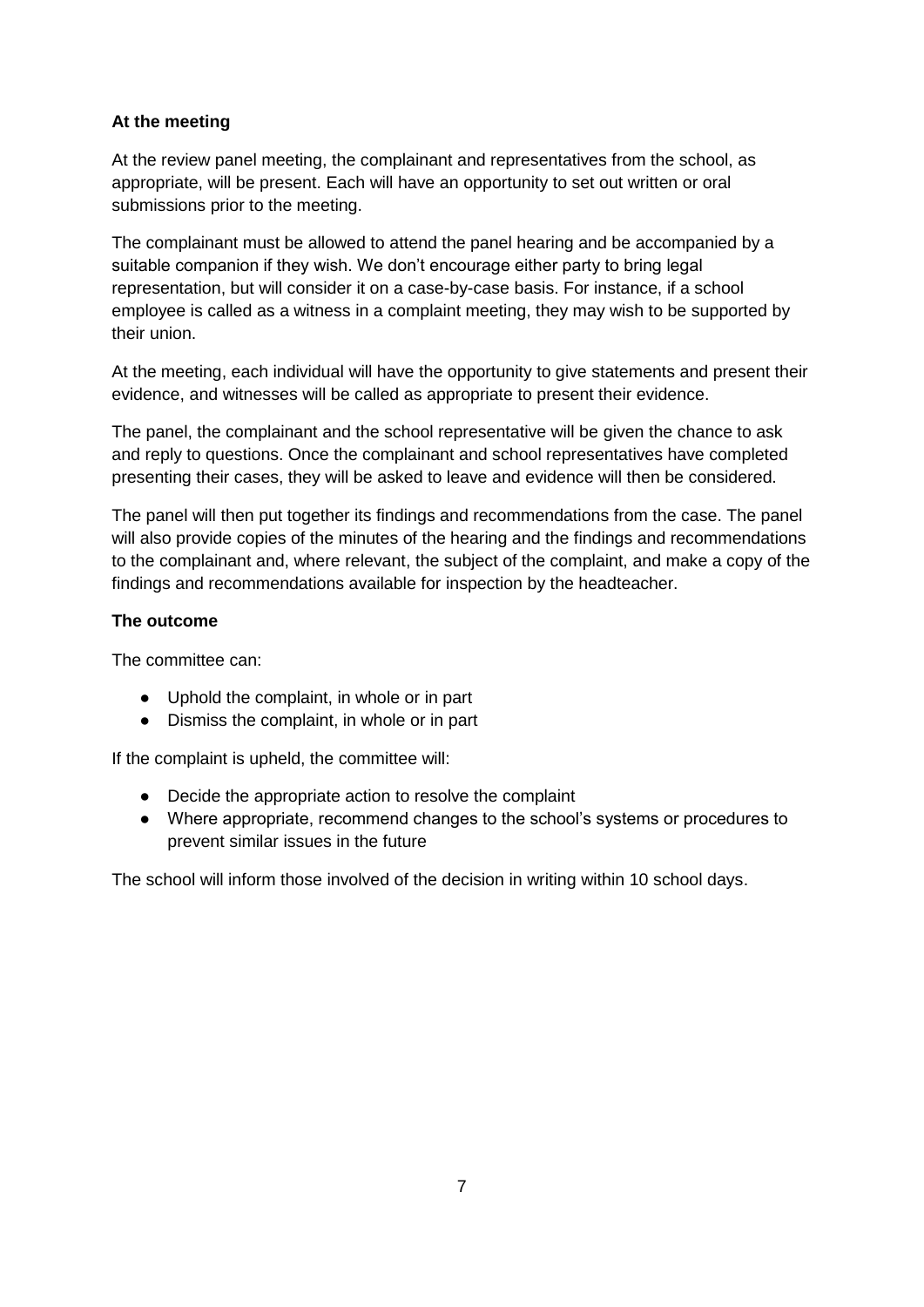**At the meeting**

At the review panel meeting, the complainant and representatives from the school, as appropriate, will be present. Each will have an opportunity to set out written or oral submissions prior to the meeting.

The complainant must be allowed to attend the panel hearing and be accompanied by a suitable companion if they wish. We don't encourage either party to bring legal representation, but will consider it on a case-by-case basis. For instance, if a school employee is called as a witness in a complaint meeting, they may wish to be supported by their union.

At the meeting, each individual will have the opportunity to give statements and present their evidence, and witnesses will be called as appropriate to present their evidence.

The panel, the complainant and the school representative will be given the chance to ask and reply to questions. Once the complainant and school representatives have completed presenting their cases, they will be asked to leave and evidence will then be considered.

The panel will then put together its findings and recommendations from the case. The panel will also provide copies of the minutes of the hearing and the findings and recommendations to the complainant and, where relevant, the subject of the complaint, and make a copy of the findings and recommendations available for inspection by the headteacher.

**The outcome**

The committee can:

- Uphold the complaint, in whole or in part
- Dismiss the complaint, in whole or in part

If the complaint is upheld, the committee will:

- Decide the appropriate action to resolve the complaint
- Where appropriate, recommend changes to the school's systems or procedures to prevent similar issues in the future

The school will inform those involved of the decision in writing within 10 school days.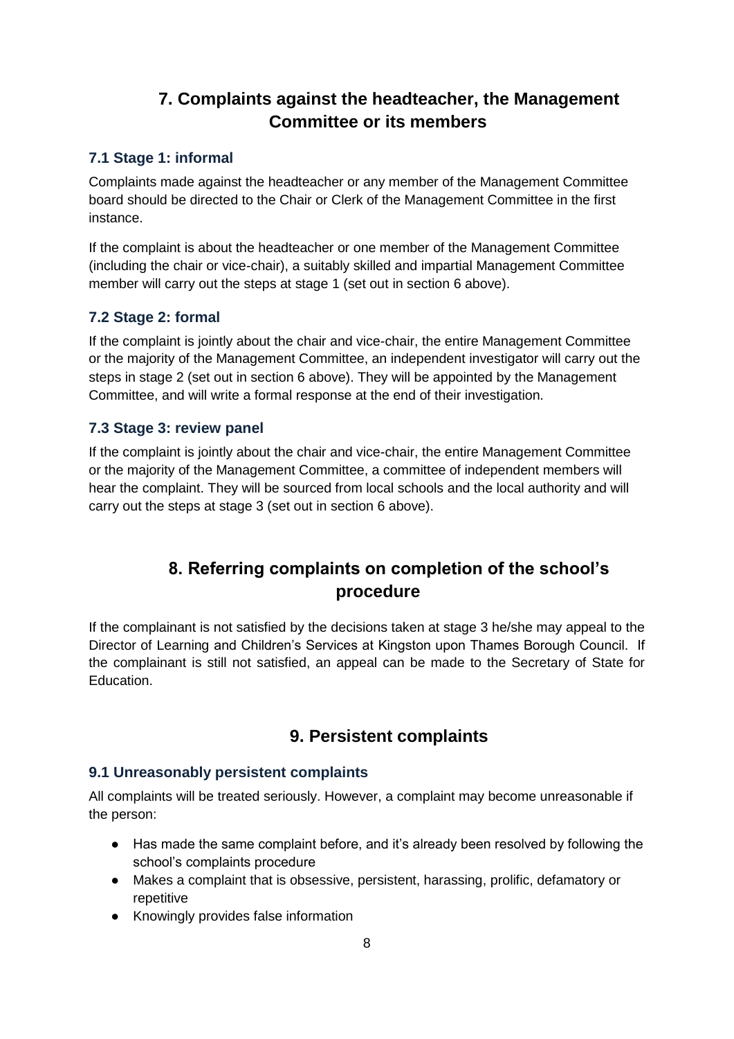## 7. Complaints against the headteacher, the Management Committee or its members

### 7.1 Stage 1: informal

Complaints made against the headteacher or any member of the Management Committee board should be directed to the Chair or Clerk of the Management Committee in the first instance.

If the complaint is about the headteacher or one member of the Management Committee (including the chair or vice-chair), a suitably skilled and impartial Management Committee member will carry out the steps at stage 1 (set out in section 6 above).

### 7.2 Stage 2: formal

If the complaint is jointly about the chair and vice-chair, the entire Management Committee or the majority of the Management Committee, an independent investigator will carry out the steps in stage 2 (set out in section 6 above). They will be appointed by the Management Committee, and will write a formal response at the end of their investigation.

### 7.3 Stage 3: review panel

If the complaint is jointly about the chair and vice-chair, the entire Management Committee or the majority of the Management Committee, a committee of independent members will hear the complaint. They will be sourced from local schools and the local authority and will carry out the steps at stage 3 (set out in section 6 above).

## 8. Referring complaints on completion of the school's procedure

If the complainant is not satisfied by the decisions taken at stage 3 he/she may appeal to the Director of Learning and Children's Services at Kingston upon Thames Borough Council. If the complainant is still not satisfied, an appeal can be made to the Secretary of State for Education.

## 9. Persistent complaints

### 9.1 Unreasonably persistent complaints

All complaints will be treated seriously. However, a complaint may become unreasonable if the person:

- Has made the same complaint before, and it's already been resolved by following the school's complaints procedure
- Makes a complaint that is obsessive, persistent, harassing, prolific, defamatory or repetitive
- Knowingly provides false information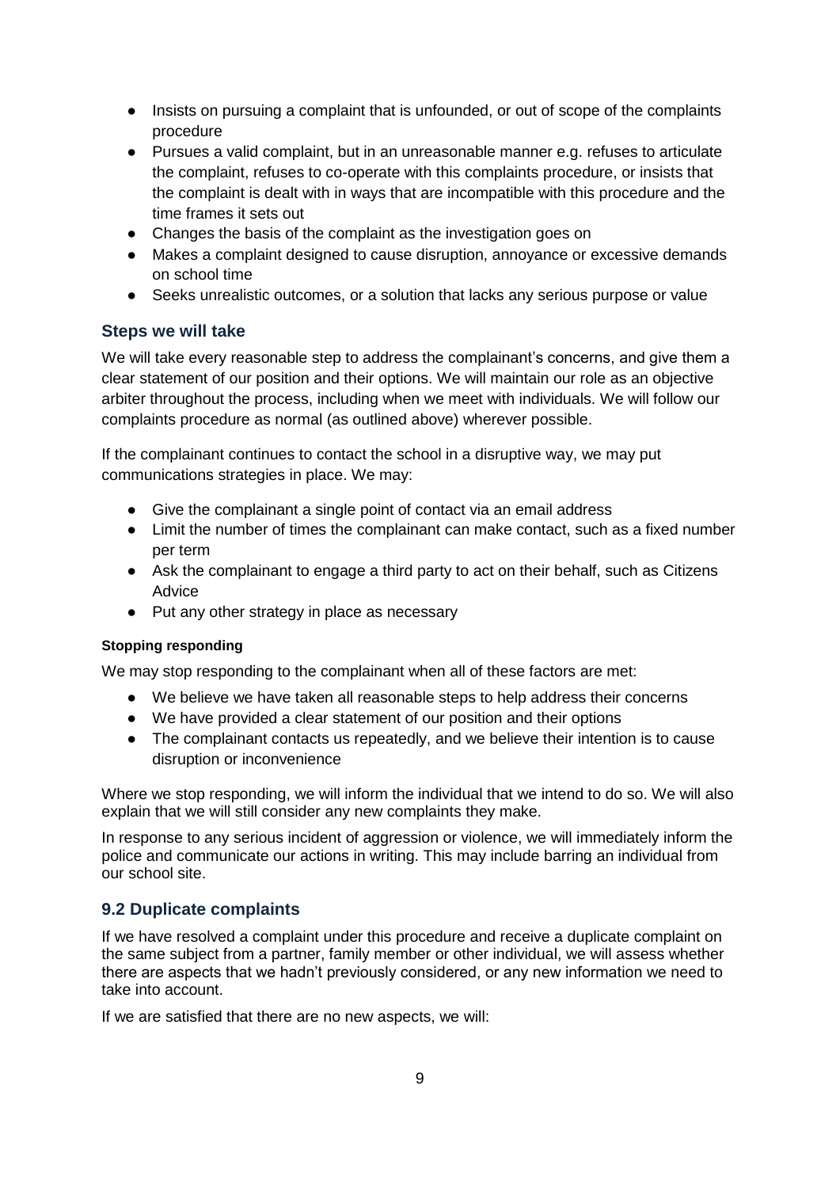- Insists on pursuing a complaint that is unfounded, or out of scope of the complaints procedure
- Pursues a valid complaint, but in an unreasonable manner e.g. refuses to articulate the complaint, refuses to co-operate with this complaints procedure, or insists that the complaint is dealt with in ways that are incompatible with this procedure and the time frames it sets out
- Changes the basis of the complaint as the investigation goes on
- Makes a complaint designed to cause disruption, annoyance or excessive demands on school time
- Seeks unrealistic outcomes, or a solution that lacks any serious purpose or value

### Steps we will take

We will take every reasonable step to address the complainant's concerns, and give them a clear statement of our position and their options. We will maintain our role as an objective arbiter throughout the process, including when we meet with individuals. We will follow our complaints procedure as normal (as outlined above) wherever possible.

If the complainant continues to contact the school in a disruptive way, we may put communications strategies in place. We may:

- Give the complainant a single point of contact via an email address
- Limit the number of times the complainant can make contact, such as a fixed number per term
- Ask the complainant to engage a third party to act on their behalf, such as Citizens Advice
- Put any other strategy in place as necessary

#### Stopping responding

We may stop responding to the complainant when all of these factors are met:

- We believe we have taken all reasonable steps to help address their concerns
- We have provided a clear statement of our position and their options
- The complainant contacts us repeatedly, and we believe their intention is to cause disruption or inconvenience

Where we stop responding, we will inform the individual that we intend to do so. We will also explain that we will still consider any new complaints they make.

In response to any serious incident of aggression or violence, we will immediately inform the police and communicate our actions in writing. This may include barring an individual from our school site.

## 9.2 Duplicate complaints

If we have resolved a complaint under this procedure and receive a duplicate complaint on the same subject from a partner, family member or other individual, we will assess whether there are aspects that we hadn't previously considered, or any new information we need to take into account.

If we are satisfied that there are no new aspects, we will: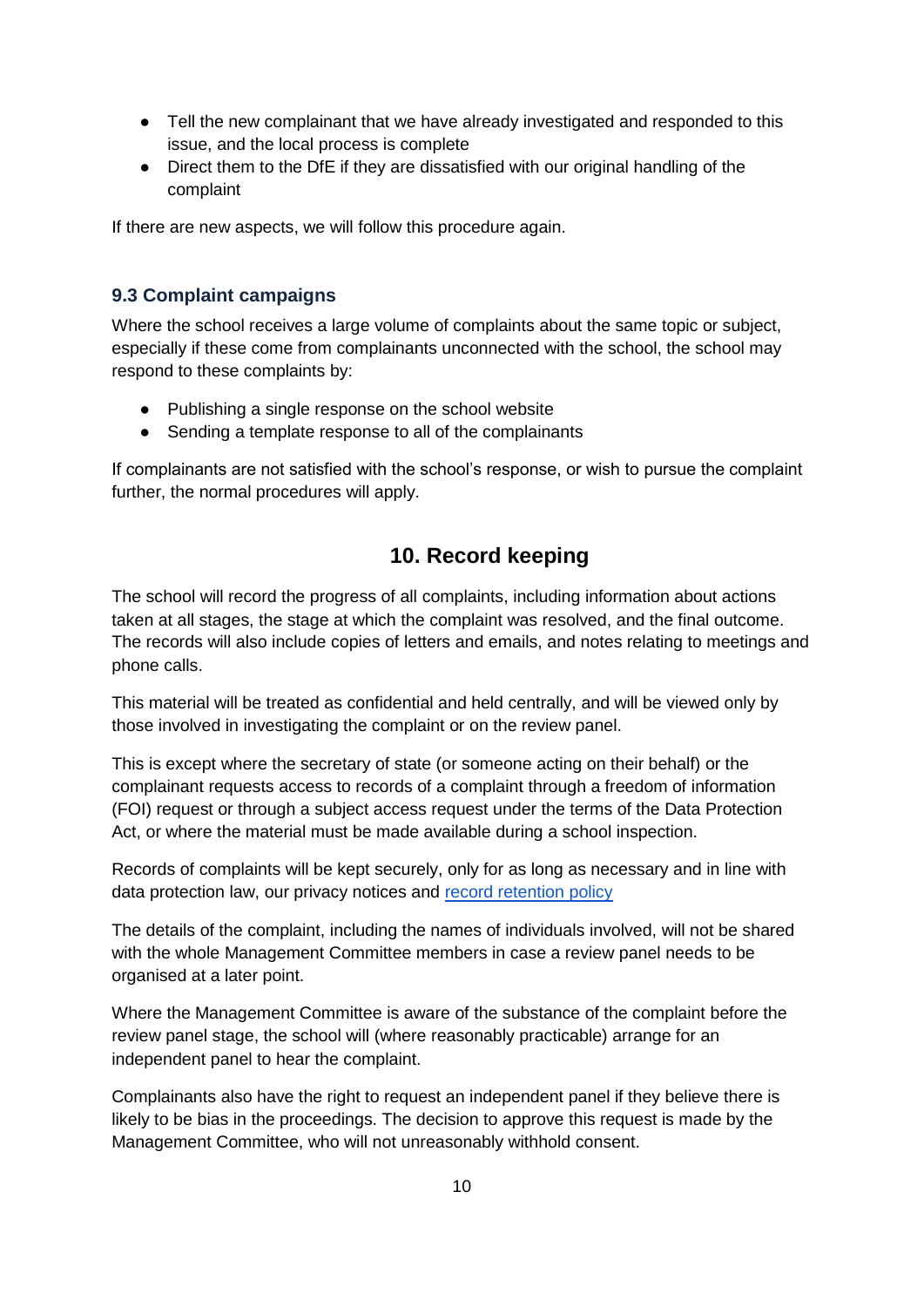- Tell the new complainant that we have already investigated and responded to this issue, and the local process is complete
- Direct them to the DfE if they are dissatisfied with our original handling of the complaint

If there are new aspects, we will follow this procedure again.

### 9.3 Complaint campaigns

Where the school receives a large volume of complaints about the same topic or subject, especially if these come from complainants unconnected with the school, the school may respond to these complaints by:

- Publishing a single response on the school website
- Sending a template response to all of the complainants

If complainants are not satisfied with the school's response, or wish to pursue the complaint further, the normal procedures will apply.

## 10. Record keeping

The school will record the progress of all complaints, including information about actions taken at all stages, the stage at which the complaint was resolved, and the final outcome. The records will also include copies of letters and emails, and notes relating to meetings and phone calls.

This material will be treated as confidential and held centrally, and will be viewed only by those involved in investigating the complaint or on the review panel.

This is except where the secretary of state (or someone acting on their behalf) or the complainant requests access to records of a complaint through a freedom of information (FOI) request or through a subject access request under the terms of the Data Protection Act, or where the material must be made available during a school inspection.

Records of complaints will be kept securely, only for as long as necessary and in line with data protection law, our privacy notices and record retention policy

The details of the complaint, including the names of individuals involved, will not be shared with the whole Management Committee members in case a review panel needs to be organised at a later point.

Where the Management Committee is aware of the substance of the complaint before the review panel stage, the school will (where reasonably practicable) arrange for an independent panel to hear the complaint.

Complainants also have the right to request an independent panel if they believe there is likely to be bias in the proceedings. The decision to approve this request is made by the Management Committee, who will not unreasonably withhold consent.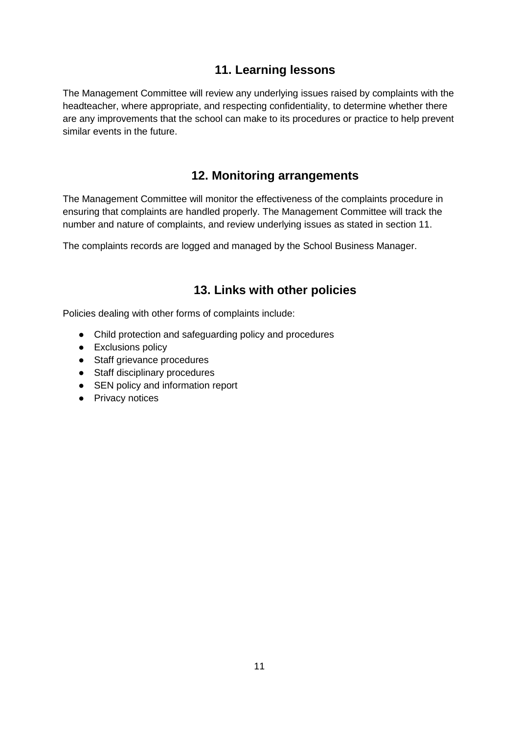## 11. Learning lessons

The Management Committee will review any underlying issues raised by complaints with the headteacher, where appropriate, and respecting confidentiality, to determine whether there are any improvements that the school can make to its procedures or practice to help prevent similar events in the future.

## 12. Monitoring arrangements

The Management Committee will monitor the effectiveness of the complaints procedure in ensuring that complaints are handled properly. The Management Committee will track the number and nature of complaints, and review underlying issues as stated in section 11.

The complaints records are logged and managed by the School Business Manager.

## 13. Links with other policies

Policies dealing with other forms of complaints include:

- Child protection and safeguarding policy and procedures
- Exclusions policy
- Staff grievance procedures
- Staff disciplinary procedures
- SEN policy and information report
- Privacy notices